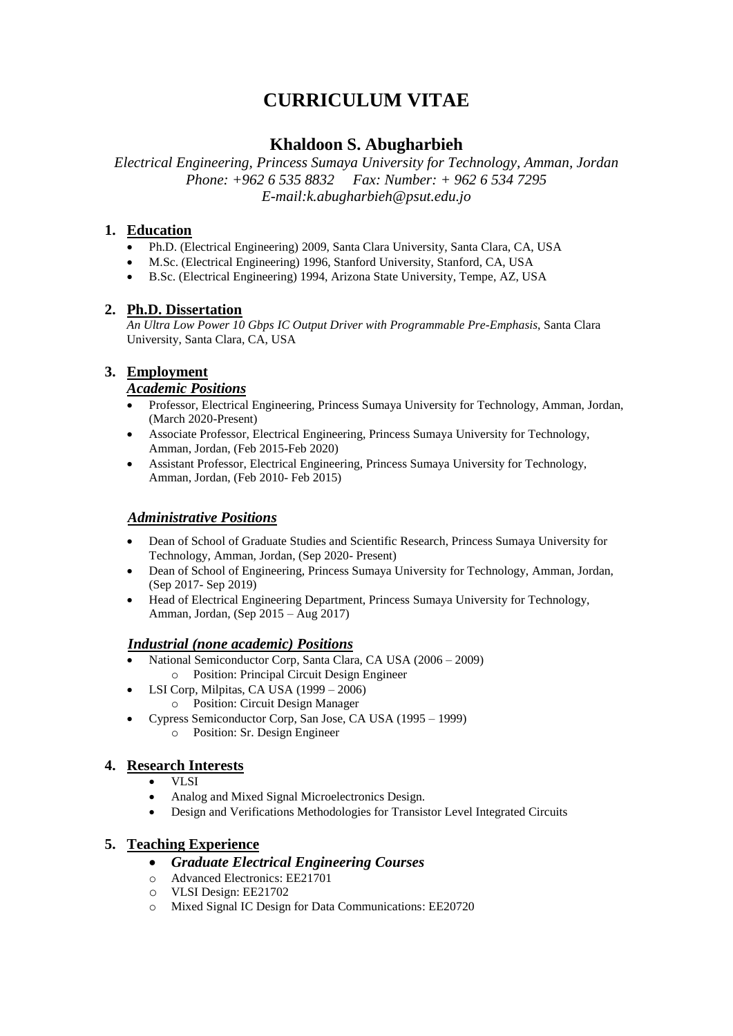# CURRICULUM VITAE

## Khaldoon S. Abugharbieh

*Electrical Engineering, Princess Sumaya University for Technology, Amman, Jordan*
*Phone: +962 6 535 8832 Fax: Number: + 962 6 534 7295*
*E-mail:k.abugharbieh@psut.edu.jo*

### 1. Education

- Ph.D. (Electrical Engineering) 2009, Santa Clara University, Santa Clara, CA, USA
- M.Sc. (Electrical Engineering) 1996, Stanford University, Stanford, CA, USA
- B.Sc. (Electrical Engineering) 1994, Arizona State University, Tempe, AZ, USA

### 2. Ph.D. Dissertation

*An Ultra Low Power 10 Gbps IC Output Driver with Programmable Pre-Emphasis*, Santa Clara University, Santa Clara, CA, USA

### 3. Employment

#### *Academic Positions*

- Professor, Electrical Engineering, Princess Sumaya University for Technology, Amman, Jordan, (March 2020-Present)
- Associate Professor, Electrical Engineering, Princess Sumaya University for Technology, Amman, Jordan, (Feb 2015-Feb 2020)
- Assistant Professor, Electrical Engineering, Princess Sumaya University for Technology, Amman, Jordan, (Feb 2010- Feb 2015)

#### *Administrative Positions*

- Dean of School of Graduate Studies and Scientific Research, Princess Sumaya University for Technology, Amman, Jordan, (Sep 2020- Present)
- Dean of School of Engineering, Princess Sumaya University for Technology, Amman, Jordan, (Sep 2017- Sep 2019)
- Head of Electrical Engineering Department, Princess Sumaya University for Technology, Amman, Jordan, (Sep 2015 – Aug 2017)

#### *Industrial (none academic) Positions*

- National Semiconductor Corp, Santa Clara, CA USA (2006 – 2009)
  - Position: Principal Circuit Design Engineer
- LSI Corp, Milpitas, CA USA (1999 – 2006)
  - Position: Circuit Design Manager
- Cypress Semiconductor Corp, San Jose, CA USA (1995 – 1999)
  - Position: Sr. Design Engineer

### 4. Research Interests

- VLSI
- Analog and Mixed Signal Microelectronics Design.
- Design and Verifications Methodologies for Transistor Level Integrated Circuits

### 5. Teaching Experience

- ***Graduate Electrical Engineering Courses***
  - Advanced Electronics: EE21701
  - VLSI Design: EE21702
  - Mixed Signal IC Design for Data Communications: EE20720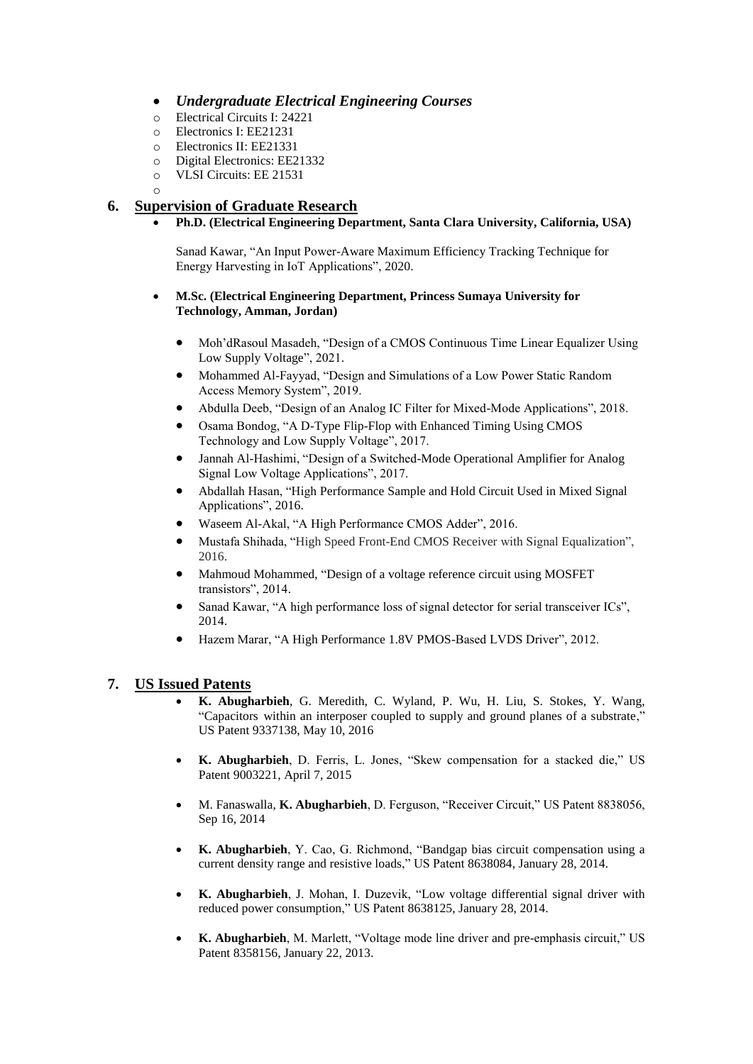- ***Undergraduate Electrical Engineering Courses***
  - Electrical Circuits I: 24221
  - Electronics I: EE21231
  - Electronics II: EE21331
  - Digital Electronics: EE21332
  - VLSI Circuits: EE 21531

## 6. Supervision of Graduate Research

- **Ph.D. (Electrical Engineering Department, Santa Clara University, California, USA)**

  Sanad Kawar, "An Input Power-Aware Maximum Efficiency Tracking Technique for Energy Harvesting in IoT Applications", 2020.

- **M.Sc. (Electrical Engineering Department, Princess Sumaya University for Technology, Amman, Jordan)**

  - Moh'dRasoul Masadeh, "Design of a CMOS Continuous Time Linear Equalizer Using Low Supply Voltage", 2021.
  - Mohammed Al-Fayyad, "Design and Simulations of a Low Power Static Random Access Memory System", 2019.
  - Abdulla Deeb, "Design of an Analog IC Filter for Mixed-Mode Applications", 2018.
  - Osama Bondog, "A D-Type Flip-Flop with Enhanced Timing Using CMOS Technology and Low Supply Voltage", 2017.
  - Jannah Al-Hashimi, "Design of a Switched-Mode Operational Amplifier for Analog Signal Low Voltage Applications", 2017.
  - Abdallah Hasan, "High Performance Sample and Hold Circuit Used in Mixed Signal Applications", 2016.
  - Waseem Al-Akal, "A High Performance CMOS Adder", 2016.
  - Mustafa Shihada, "High Speed Front-End CMOS Receiver with Signal Equalization", 2016.
  - Mahmoud Mohammed, "Design of a voltage reference circuit using MOSFET transistors", 2014.
  - Sanad Kawar, "A high performance loss of signal detector for serial transceiver ICs", 2014.
  - Hazem Marar, "A High Performance 1.8V PMOS-Based LVDS Driver", 2012.

## 7. US Issued Patents

- **K. Abugharbieh**, G. Meredith, C. Wyland, P. Wu, H. Liu, S. Stokes, Y. Wang, "Capacitors within an interposer coupled to supply and ground planes of a substrate," US Patent 9337138, May 10, 2016

- **K. Abugharbieh**, D. Ferris, L. Jones, "Skew compensation for a stacked die," US Patent 9003221, April 7, 2015

- M. Fanaswalla, **K. Abugharbieh**, D. Ferguson, "Receiver Circuit," US Patent 8838056, Sep 16, 2014

- **K. Abugharbieh**, Y. Cao, G. Richmond, "Bandgap bias circuit compensation using a current density range and resistive loads," US Patent 8638084, January 28, 2014.

- **K. Abugharbieh**, J. Mohan, I. Duzevik, "Low voltage differential signal driver with reduced power consumption," US Patent 8638125, January 28, 2014.

- **K. Abugharbieh**, M. Marlett, "Voltage mode line driver and pre-emphasis circuit," US Patent 8358156, January 22, 2013.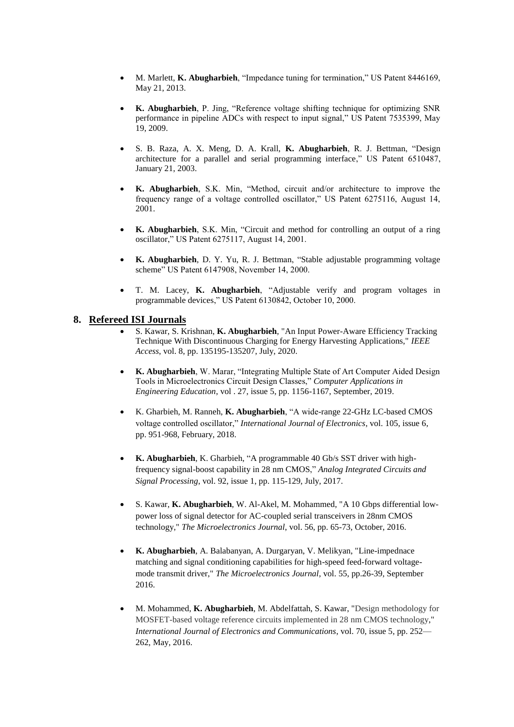- M. Marlett, **K. Abugharbieh**, "Impedance tuning for termination," US Patent 8446169, May 21, 2013.

- **K. Abugharbieh**, P. Jing, "Reference voltage shifting technique for optimizing SNR performance in pipeline ADCs with respect to input signal," US Patent 7535399, May 19, 2009.

- S. B. Raza, A. X. Meng, D. A. Krall, **K. Abugharbieh**, R. J. Bettman, "Design architecture for a parallel and serial programming interface," US Patent 6510487, January 21, 2003.

- **K. Abugharbieh**, S.K. Min, "Method, circuit and/or architecture to improve the frequency range of a voltage controlled oscillator," US Patent 6275116, August 14, 2001.

- **K. Abugharbieh**, S.K. Min, "Circuit and method for controlling an output of a ring oscillator," US Patent 6275117, August 14, 2001.

- **K. Abugharbieh**, D. Y. Yu, R. J. Bettman, "Stable adjustable programming voltage scheme" US Patent 6147908, November 14, 2000.

- T. M. Lacey, **K. Abugharbieh**, "Adjustable verify and program voltages in programmable devices," US Patent 6130842, October 10, 2000.

## 8. Refereed ISI Journals

- S. Kawar, S. Krishnan, **K. Abugharbieh**, "An Input Power-Aware Efficiency Tracking Technique With Discontinuous Charging for Energy Harvesting Applications," *IEEE Access*, vol. 8, pp. 135195-135207, July, 2020.

- **K. Abugharbieh**, W. Marar, "Integrating Multiple State of Art Computer Aided Design Tools in Microelectronics Circuit Design Classes," *Computer Applications in Engineering Education*, vol . 27, issue 5, pp. 1156-1167, September, 2019.

- K. Gharbieh, M. Ranneh, **K. Abugharbieh**, "A wide-range 22-GHz LC-based CMOS voltage controlled oscillator," *International Journal of Electronics*, vol. 105, issue 6, pp. 951-968, February, 2018.

- **K. Abugharbieh**, K. Gharbieh, "A programmable 40 Gb/s SST driver with high-frequency signal-boost capability in 28 nm CMOS," *Analog Integrated Circuits and Signal Processing*, vol. 92, issue 1, pp. 115-129, July, 2017.

- S. Kawar, **K. Abugharbieh**, W. Al-Akel, M. Mohammed, "A 10 Gbps differential low-power loss of signal detector for AC-coupled serial transceivers in 28nm CMOS technology," *The Microelectronics Journal*, vol. 56, pp. 65-73, October, 2016.

- **K. Abugharbieh**, A. Balabanyan, A. Durgaryan, V. Melikyan, "Line-impednace matching and signal conditioning capabilities for high-speed feed-forward voltage-mode transmit driver," *The Microelectronics Journal*, vol. 55, pp.26-39, September 2016.

- M. Mohammed, **K. Abugharbieh**, M. Abdelfattah, S. Kawar, "Design methodology for MOSFET-based voltage reference circuits implemented in 28 nm CMOS technology," *International Journal of Electronics and Communications*, vol. 70, issue 5, pp. 252—262, May, 2016.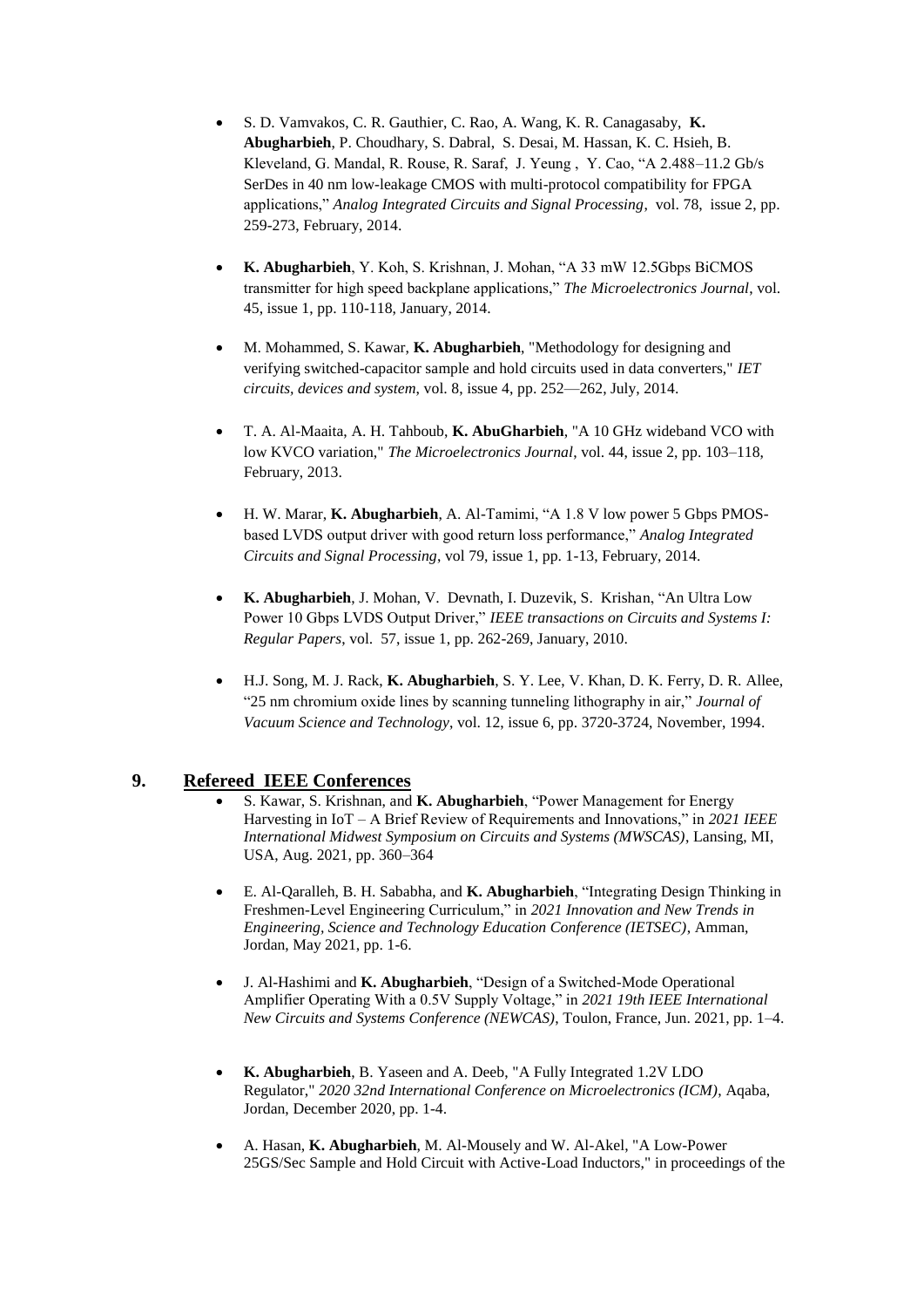- S. D. Vamvakos, C. R. Gauthier, C. Rao, A. Wang, K. R. Canagasaby, **K. Abugharbieh**, P. Choudhary, S. Dabral, S. Desai, M. Hassan, K. C. Hsieh, B. Kleveland, G. Mandal, R. Rouse, R. Saraf, J. Yeung , Y. Cao, "A 2.488–11.2 Gb/s SerDes in 40 nm low-leakage CMOS with multi-protocol compatibility for FPGA applications," *Analog Integrated Circuits and Signal Processing*, vol. 78, issue 2, pp. 259-273, February, 2014.

- **K. Abugharbieh**, Y. Koh, S. Krishnan, J. Mohan, "A 33 mW 12.5Gbps BiCMOS transmitter for high speed backplane applications," *The Microelectronics Journal*, vol. 45, issue 1, pp. 110-118, January, 2014.

- M. Mohammed, S. Kawar, **K. Abugharbieh**, "Methodology for designing and verifying switched-capacitor sample and hold circuits used in data converters," *IET circuits, devices and system*, vol. 8, issue 4, pp. 252—262, July, 2014.

- T. A. Al-Maaita, A. H. Tahboub, **K. AbuGharbieh**, "A 10 GHz wideband VCO with low KVCO variation," *The Microelectronics Journal*, vol. 44, issue 2, pp. 103–118, February, 2013.

- H. W. Marar, **K. Abugharbieh**, A. Al-Tamimi, "A 1.8 V low power 5 Gbps PMOS-based LVDS output driver with good return loss performance," *Analog Integrated Circuits and Signal Processing*, vol 79, issue 1, pp. 1-13, February, 2014.

- **K. Abugharbieh**, J. Mohan, V. Devnath, I. Duzevik, S. Krishan, "An Ultra Low Power 10 Gbps LVDS Output Driver," *IEEE transactions on Circuits and Systems I: Regular Papers*, vol. 57, issue 1, pp. 262-269, January, 2010.

- H.J. Song, M. J. Rack, **K. Abugharbieh**, S. Y. Lee, V. Khan, D. K. Ferry, D. R. Allee, "25 nm chromium oxide lines by scanning tunneling lithography in air," *Journal of Vacuum Science and Technology*, vol. 12, issue 6, pp. 3720-3724, November, 1994.

## 9. Refereed IEEE Conferences

- S. Kawar, S. Krishnan, and **K. Abugharbieh**, "Power Management for Energy Harvesting in IoT – A Brief Review of Requirements and Innovations," in *2021 IEEE International Midwest Symposium on Circuits and Systems (MWSCAS)*, Lansing, MI, USA, Aug. 2021, pp. 360–364

- E. Al-Qaralleh, B. H. Sababha, and **K. Abugharbieh**, "Integrating Design Thinking in Freshmen-Level Engineering Curriculum," in *2021 Innovation and New Trends in Engineering, Science and Technology Education Conference (IETSEC)*, Amman, Jordan, May 2021, pp. 1-6.

- J. Al-Hashimi and **K. Abugharbieh**, "Design of a Switched-Mode Operational Amplifier Operating With a 0.5V Supply Voltage," in *2021 19th IEEE International New Circuits and Systems Conference (NEWCAS)*, Toulon, France, Jun. 2021, pp. 1–4.

- **K. Abugharbieh**, B. Yaseen and A. Deeb, "A Fully Integrated 1.2V LDO Regulator," *2020 32nd International Conference on Microelectronics (ICM)*, Aqaba, Jordan, December 2020, pp. 1-4.

- A. Hasan, **K. Abugharbieh**, M. Al-Mousely and W. Al-Akel, "A Low-Power 25GS/Sec Sample and Hold Circuit with Active-Load Inductors," in proceedings of the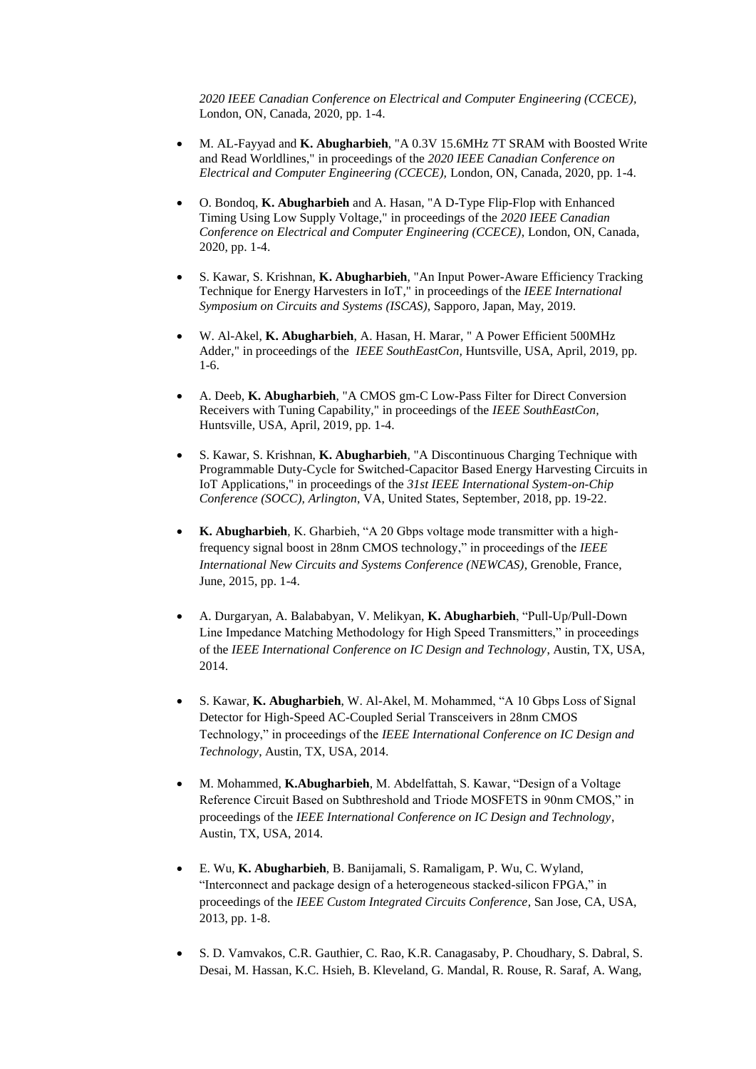*2020 IEEE Canadian Conference on Electrical and Computer Engineering (CCECE),* London, ON, Canada, 2020, pp. 1-4.

- M. AL-Fayyad and **K. Abugharbieh**, "A 0.3V 15.6MHz 7T SRAM with Boosted Write and Read Worldlines," in proceedings of the *2020 IEEE Canadian Conference on Electrical and Computer Engineering (CCECE),* London, ON, Canada, 2020, pp. 1-4.

- O. Bondoq, **K. Abugharbieh** and A. Hasan, "A D-Type Flip-Flop with Enhanced Timing Using Low Supply Voltage," in proceedings of the *2020 IEEE Canadian Conference on Electrical and Computer Engineering (CCECE)*, London, ON, Canada, 2020, pp. 1-4.

- S. Kawar, S. Krishnan, **K. Abugharbieh**, "An Input Power-Aware Efficiency Tracking Technique for Energy Harvesters in IoT," in proceedings of the *IEEE International Symposium on Circuits and Systems (ISCAS)*, Sapporo, Japan, May, 2019.

- W. Al-Akel, **K. Abugharbieh**, A. Hasan, H. Marar, " A Power Efficient 500MHz Adder," in proceedings of the *IEEE SouthEastCon,* Huntsville, USA, April, 2019, pp. 1-6.

- A. Deeb, **K. Abugharbieh**, "A CMOS gm-C Low-Pass Filter for Direct Conversion Receivers with Tuning Capability," in proceedings of the *IEEE SouthEastCon,* Huntsville, USA, April, 2019, pp. 1-4.

- S. Kawar, S. Krishnan, **K. Abugharbieh**, "A Discontinuous Charging Technique with Programmable Duty-Cycle for Switched-Capacitor Based Energy Harvesting Circuits in IoT Applications," in proceedings of the *31st IEEE International System-on-Chip Conference (SOCC), Arlington*, VA, United States, September, 2018, pp. 19-22.

- **K. Abugharbieh**, K. Gharbieh, "A 20 Gbps voltage mode transmitter with a high-frequency signal boost in 28nm CMOS technology," in proceedings of the *IEEE International New Circuits and Systems Conference (NEWCAS)*, Grenoble, France, June, 2015, pp. 1-4.

- A. Durgaryan, A. Balababyan, V. Melikyan, **K. Abugharbieh**, "Pull-Up/Pull-Down Line Impedance Matching Methodology for High Speed Transmitters," in proceedings of the *IEEE International Conference on IC Design and Technology*, Austin, TX, USA, 2014.

- S. Kawar, **K. Abugharbieh**, W. Al-Akel, M. Mohammed, "A 10 Gbps Loss of Signal Detector for High-Speed AC-Coupled Serial Transceivers in 28nm CMOS Technology," in proceedings of the *IEEE International Conference on IC Design and Technology,* Austin, TX, USA, 2014.

- M. Mohammed, **K.Abugharbieh**, M. Abdelfattah, S. Kawar, "Design of a Voltage Reference Circuit Based on Subthreshold and Triode MOSFETS in 90nm CMOS," in proceedings of the *IEEE International Conference on IC Design and Technology*, Austin, TX, USA, 2014.

- E. Wu, **K. Abugharbieh**, B. Banijamali, S. Ramaligam, P. Wu, C. Wyland, "Interconnect and package design of a heterogeneous stacked-silicon FPGA," in proceedings of the *IEEE Custom Integrated Circuits Conference*, San Jose, CA, USA, 2013, pp. 1-8.

- S. D. Vamvakos, C.R. Gauthier, C. Rao, K.R. Canagasaby, P. Choudhary, S. Dabral, S. Desai, M. Hassan, K.C. Hsieh, B. Kleveland, G. Mandal, R. Rouse, R. Saraf, A. Wang,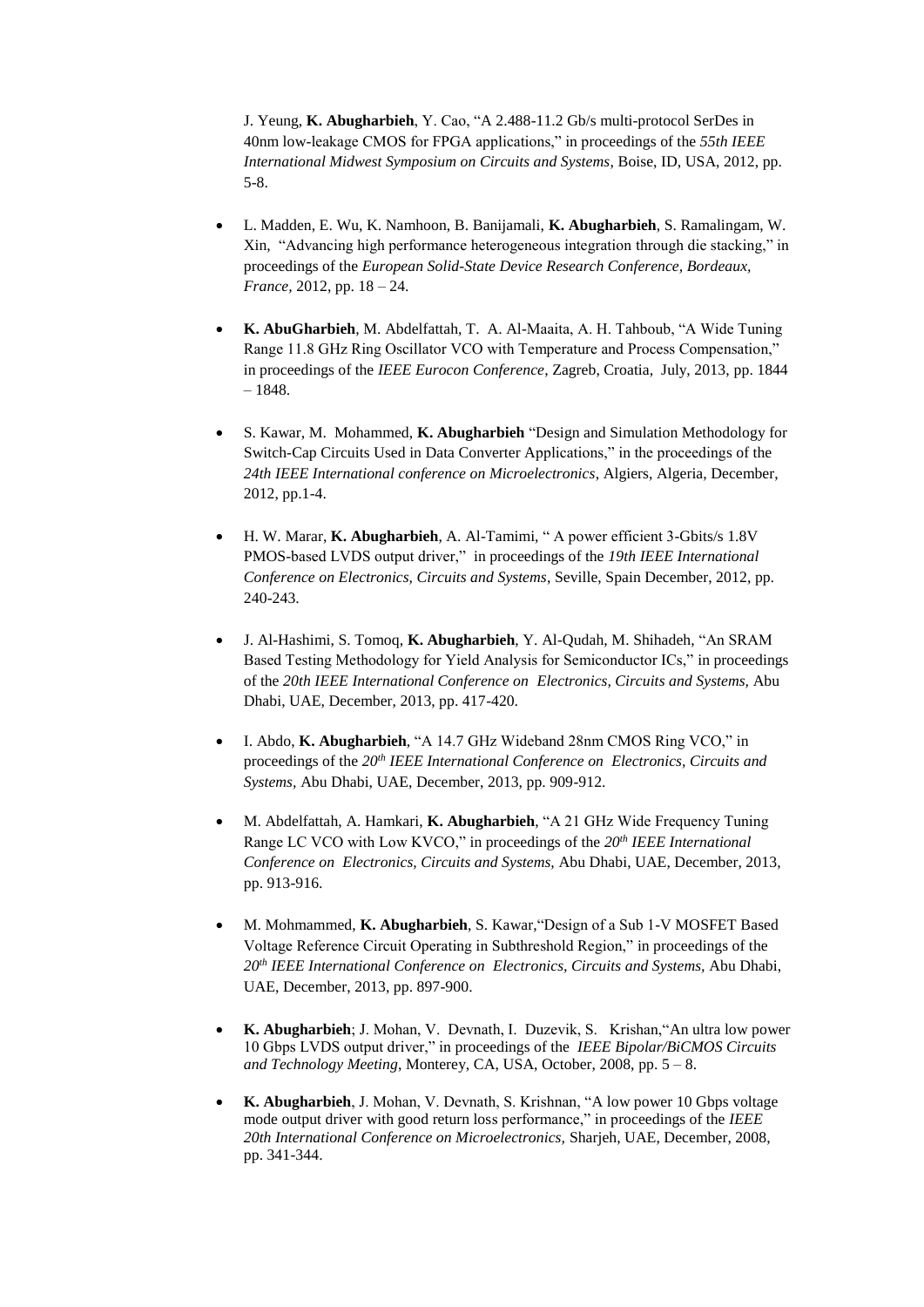J. Yeung, **K. Abugharbieh**, Y. Cao, "A 2.488-11.2 Gb/s multi-protocol SerDes in 40nm low-leakage CMOS for FPGA applications," in proceedings of the *55th IEEE International Midwest Symposium on Circuits and Systems*, Boise, ID, USA, 2012, pp. 5-8.

- L. Madden, E. Wu, K. Namhoon, B. Banijamali, **K. Abugharbieh**, S. Ramalingam, W. Xin, "Advancing high performance heterogeneous integration through die stacking," in proceedings of the *European Solid-State Device Research Conference, Bordeaux, France*, 2012, pp. 18 – 24.

- **K. AbuGharbieh**, M. Abdelfattah, T. A. Al-Maaita, A. H. Tahboub, "A Wide Tuning Range 11.8 GHz Ring Oscillator VCO with Temperature and Process Compensation," in proceedings of the *IEEE Eurocon Conference*, Zagreb, Croatia, July, 2013, pp. 1844 – 1848.

- S. Kawar, M. Mohammed, **K. Abugharbieh** "Design and Simulation Methodology for Switch-Cap Circuits Used in Data Converter Applications," in the proceedings of the *24th IEEE International conference on Microelectronics*, Algiers, Algeria, December, 2012, pp.1-4.

- H. W. Marar, **K. Abugharbieh**, A. Al-Tamimi, " A power efficient 3-Gbits/s 1.8V PMOS-based LVDS output driver," in proceedings of the *19th IEEE International Conference on Electronics, Circuits and Systems*, Seville, Spain December, 2012, pp. 240-243.

- J. Al-Hashimi, S. Tomoq, **K. Abugharbieh**, Y. Al-Qudah, M. Shihadeh, "An SRAM Based Testing Methodology for Yield Analysis for Semiconductor ICs," in proceedings of the *20th IEEE International Conference on Electronics, Circuits and Systems,* Abu Dhabi, UAE, December, 2013, pp. 417-420.

- I. Abdo, **K. Abugharbieh**, "A 14.7 GHz Wideband 28nm CMOS Ring VCO," in proceedings of the *20th IEEE International Conference on Electronics, Circuits and Systems,* Abu Dhabi, UAE, December, 2013, pp. 909-912.

- M. Abdelfattah, A. Hamkari, **K. Abugharbieh**, "A 21 GHz Wide Frequency Tuning Range LC VCO with Low KVCO," in proceedings of the *20th IEEE International Conference on Electronics, Circuits and Systems,* Abu Dhabi, UAE, December, 2013, pp. 913-916.

- M. Mohammmed, **K. Abugharbieh**, S. Kawar,"Design of a Sub 1-V MOSFET Based Voltage Reference Circuit Operating in Subthreshold Region," in proceedings of the *20th IEEE International Conference on Electronics, Circuits and Systems,* Abu Dhabi, UAE, December, 2013, pp. 897-900.

- **K. Abugharbieh**; J. Mohan, V. Devnath, I. Duzevik, S. Krishan,"An ultra low power 10 Gbps LVDS output driver," in proceedings of the *IEEE Bipolar/BiCMOS Circuits and Technology Meeting*, Monterey, CA, USA, October, 2008, pp. 5 – 8.

- **K. Abugharbieh**, J. Mohan, V. Devnath, S. Krishnan, "A low power 10 Gbps voltage mode output driver with good return loss performance," in proceedings of the *IEEE 20th International Conference on Microelectronics,* Sharjeh, UAE, December, 2008, pp. 341-344.